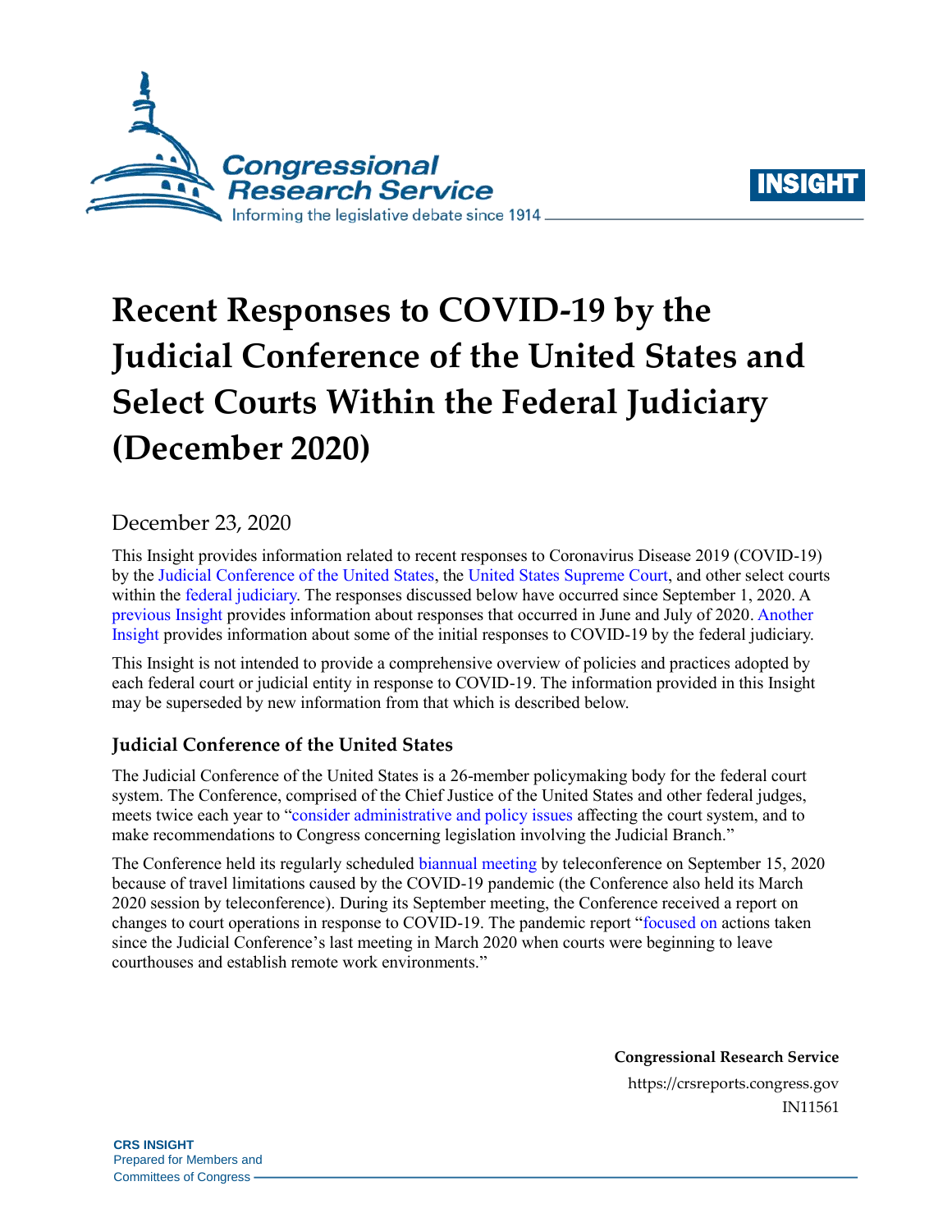# Recent Responses to COVID-19 by the Judicial Conference of the United States and Select Courts Within the Federal Judiciary (December 2020)

December 23, 2020

This Insight provides information related to recent responses to Coronavirus Disease 2019 (COVID-19) by the Judicial Conference of the United States, the United States Supreme Court, and other select courts within the federal judiciary. The responses discussed below have occurred since September 1, 2020. A previous Insight provides information about responses that occurred in June and July of 2020. Another Insight provides information about some of the initial responses to COVID-19 by the federal judiciary.

This Insight is not intended to provide a comprehensive overview of policies and practices adopted by each federal court or judicial entity in response to COVID-19. The information provided in this Insight may be superseded by new information from that which is described below.

## Judicial Conference of the United States

The Judicial Conference of the United States is a 26-member policymaking body for the federal court system. The Conference, comprised of the Chief Justice of the United States and other federal judges, meets twice each year to "consider administrative and policy issues affecting the court system, and to make recommendations to Congress concerning legislation involving the Judicial Branch."

The Conference held its regularly scheduled biannual meeting by teleconference on September 15, 2020 because of travel limitations caused by the COVID-19 pandemic (the Conference also held its March 2020 session by teleconference). During its September meeting, the Conference received a report on changes to court operations in response to COVID-19. The pandemic report "focused on actions taken since the Judicial Conference's last meeting in March 2020 when courts were beginning to leave courthouses and establish remote work environments."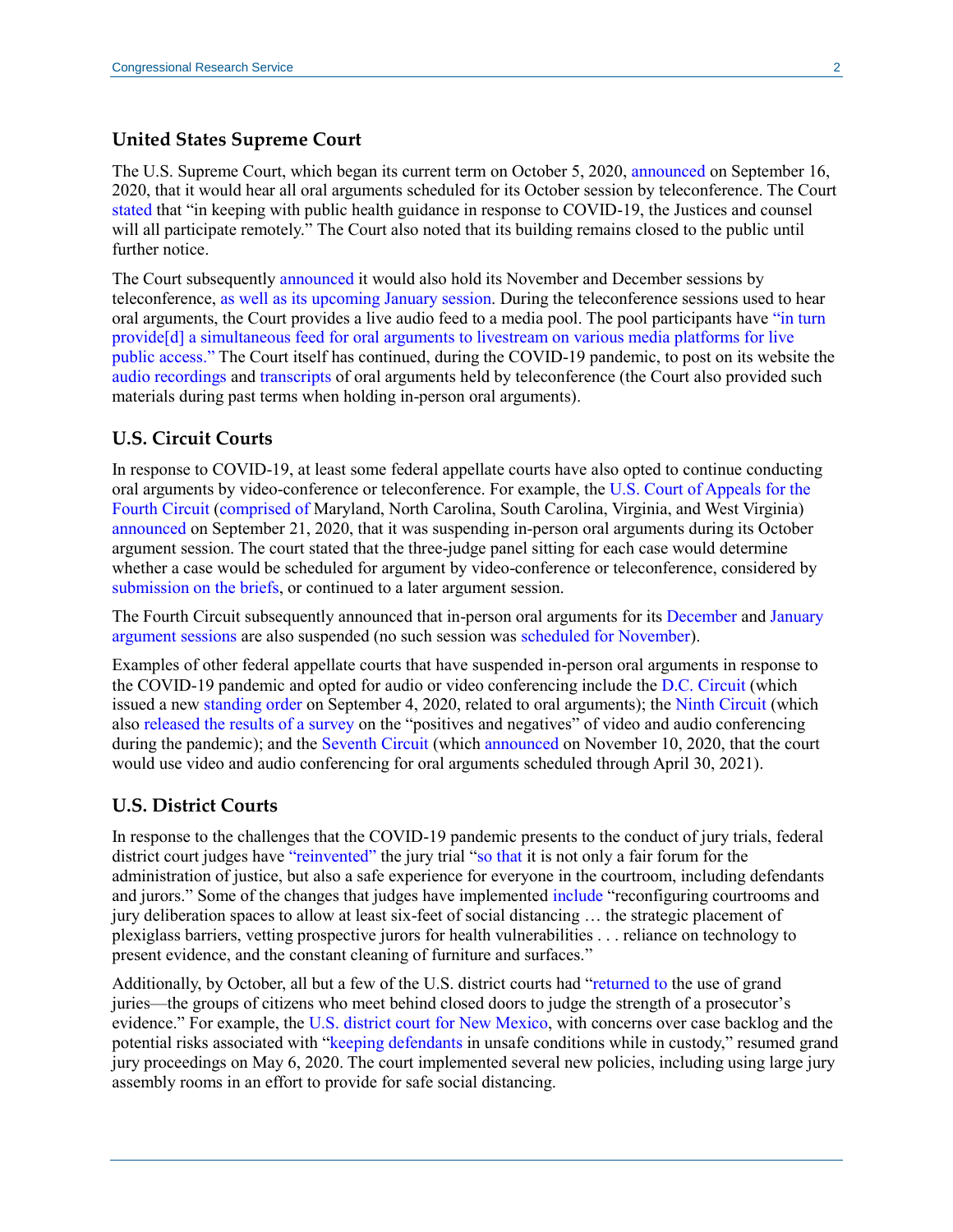### United States Supreme Court

The U.S. Supreme Court, which began its current term on October 5, 2020, announced on September 16, 2020, that it would hear all oral arguments scheduled for its October session by teleconference. The Court stated that "in keeping with public health guidance in response to COVID-19, the Justices and counsel will all participate remotely." The Court also noted that its building remains closed to the public until further notice.

The Court subsequently announced it would also hold its November and December sessions by teleconference, as well as its upcoming January session. During the teleconference sessions used to hear oral arguments, the Court provides a live audio feed to a media pool. The pool participants have "in turn provide[d] a simultaneous feed for oral arguments to livestream on various media platforms for live public access." The Court itself has continued, during the COVID-19 pandemic, to post on its website the audio recordings and transcripts of oral arguments held by teleconference (the Court also provided such materials during past terms when holding in-person oral arguments).

### U.S. Circuit Courts

In response to COVID-19, at least some federal appellate courts have also opted to continue conducting oral arguments by video-conference or teleconference. For example, the U.S. Court of Appeals for the Fourth Circuit (comprised of Maryland, North Carolina, South Carolina, Virginia, and West Virginia) announced on September 21, 2020, that it was suspending in-person oral arguments during its October argument session. The court stated that the three-judge panel sitting for each case would determine whether a case would be scheduled for argument by video-conference or teleconference, considered by submission on the briefs, or continued to a later argument session.

The Fourth Circuit subsequently announced that in-person oral arguments for its December and January argument sessions are also suspended (no such session was scheduled for November).

Examples of other federal appellate courts that have suspended in-person oral arguments in response to the COVID-19 pandemic and opted for audio or video conferencing include the D.C. Circuit (which issued a new standing order on September 4, 2020, related to oral arguments); the Ninth Circuit (which also released the results of a survey on the "positives and negatives" of video and audio conferencing during the pandemic); and the Seventh Circuit (which announced on November 10, 2020, that the court would use video and audio conferencing for oral arguments scheduled through April 30, 2021).

### U.S. District Courts

In response to the challenges that the COVID-19 pandemic presents to the conduct of jury trials, federal district court judges have "reinvented" the jury trial "so that it is not only a fair forum for the administration of justice, but also a safe experience for everyone in the courtroom, including defendants and jurors." Some of the changes that judges have implemented include "reconfiguring courtrooms and jury deliberation spaces to allow at least six-feet of social distancing … the strategic placement of plexiglass barriers, vetting prospective jurors for health vulnerabilities . . . reliance on technology to present evidence, and the constant cleaning of furniture and surfaces."

Additionally, by October, all but a few of the U.S. district courts had "returned to the use of grand juries—the groups of citizens who meet behind closed doors to judge the strength of a prosecutor's evidence." For example, the U.S. district court for New Mexico, with concerns over case backlog and the potential risks associated with "keeping defendants in unsafe conditions while in custody," resumed grand jury proceedings on May 6, 2020. The court implemented several new policies, including using large jury assembly rooms in an effort to provide for safe social distancing.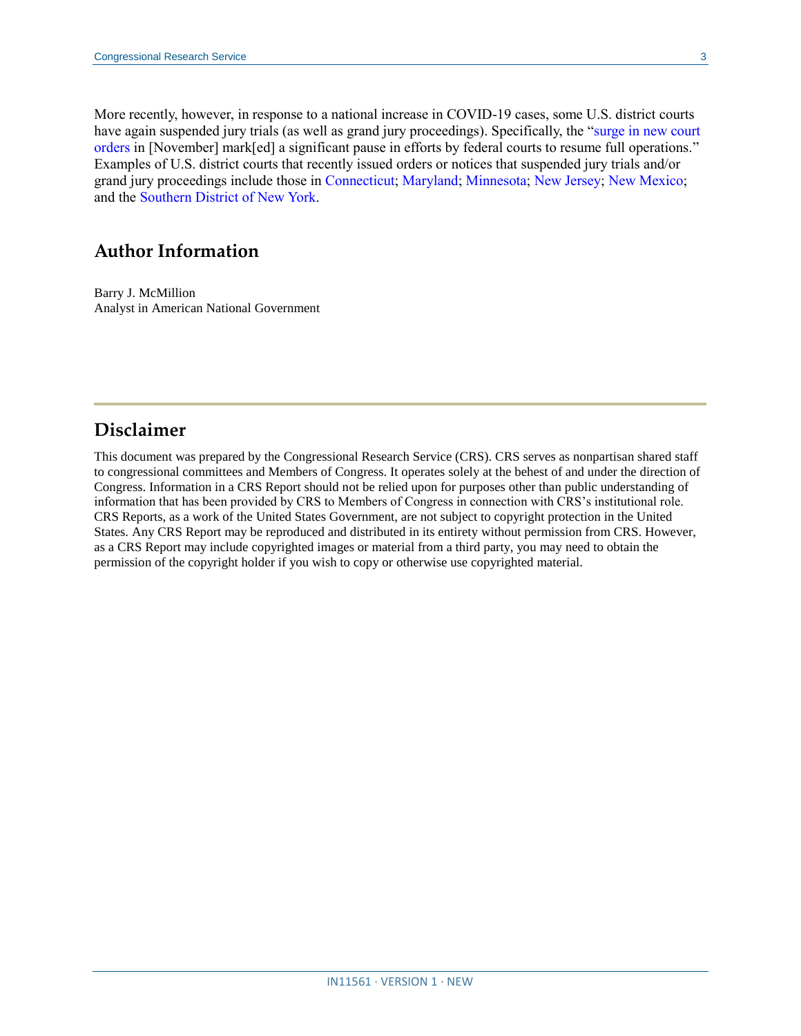More recently, however, in response to a national increase in COVID-19 cases, some U.S. district courts have again suspended jury trials (as well as grand jury proceedings). Specifically, the "surge in new court orders in [November] mark[ed] a significant pause in efforts by federal courts to resume full operations." Examples of U.S. district courts that recently issued orders or notices that suspended jury trials and/or grand jury proceedings include those in Connecticut; Maryland; Minnesota; New Jersey; New Mexico; and the Southern District of New York.

## Author Information

Barry J. McMillion
Analyst in American National Government

## Disclaimer

This document was prepared by the Congressional Research Service (CRS). CRS serves as nonpartisan shared staff to congressional committees and Members of Congress. It operates solely at the behest of and under the direction of Congress. Information in a CRS Report should not be relied upon for purposes other than public understanding of information that has been provided by CRS to Members of Congress in connection with CRS's institutional role. CRS Reports, as a work of the United States Government, are not subject to copyright protection in the United States. Any CRS Report may be reproduced and distributed in its entirety without permission from CRS. However, as a CRS Report may include copyrighted images or material from a third party, you may need to obtain the permission of the copyright holder if you wish to copy or otherwise use copyrighted material.